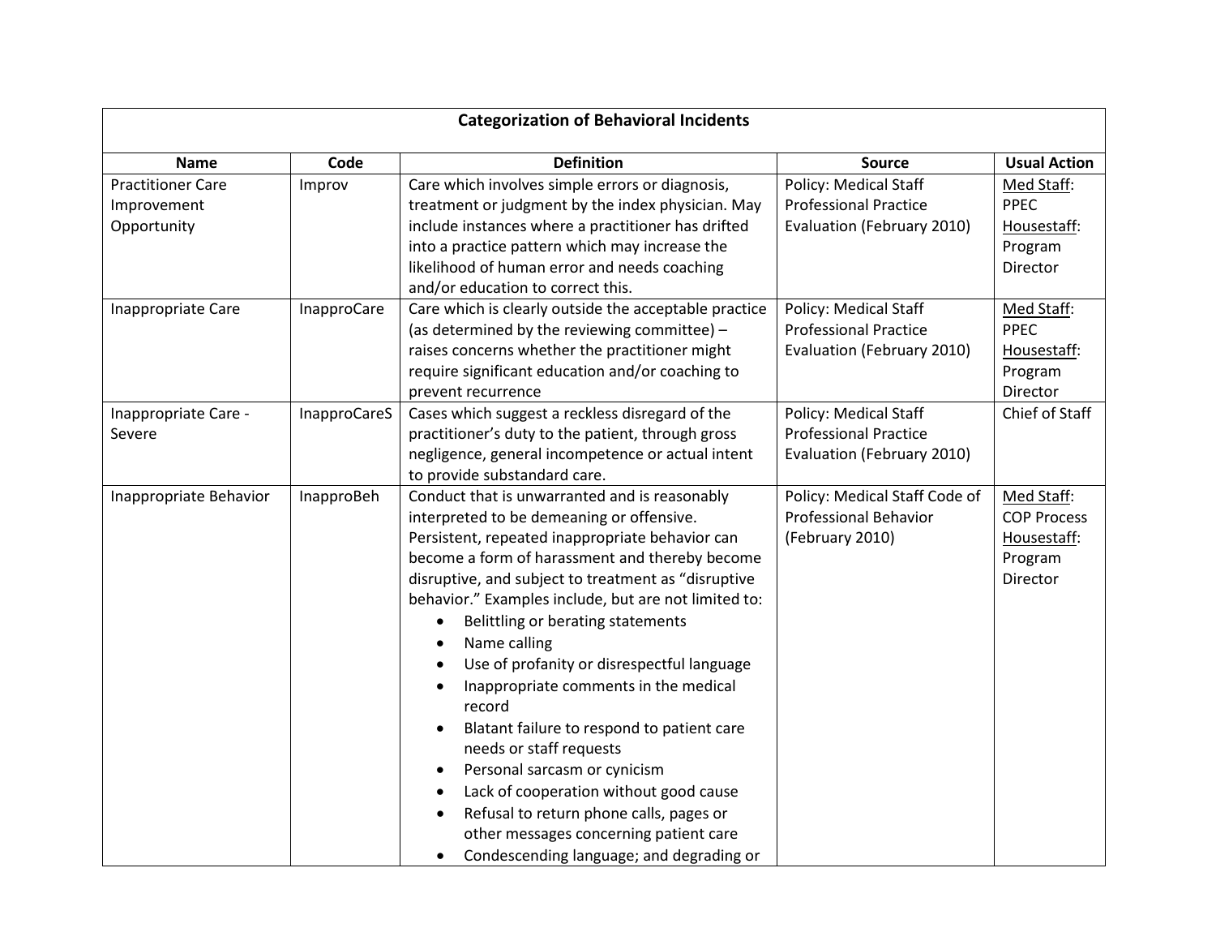| Categorization of Behavioral Incidents | | | | |
|---|---|---|---|---|
| **Name** | **Code** | **Definition** | **Source** | **Usual Action** |
| Practitioner Care Improvement Opportunity | Improv | Care which involves simple errors or diagnosis, treatment or judgment by the index physician. May include instances where a practitioner has drifted into a practice pattern which may increase the likelihood of human error and needs coaching and/or education to correct this. | Policy: Medical Staff Professional Practice Evaluation (February 2010) | Med Staff: PPEC<br>Housestaff: Program Director |
| Inappropriate Care | InapproCare | Care which is clearly outside the acceptable practice (as determined by the reviewing committee) – raises concerns whether the practitioner might require significant education and/or coaching to prevent recurrence | Policy: Medical Staff Professional Practice Evaluation (February 2010) | Med Staff: PPEC<br>Housestaff: Program Director |
| Inappropriate Care - Severe | InapproCareS | Cases which suggest a reckless disregard of the practitioner's duty to the patient, through gross negligence, general incompetence or actual intent to provide substandard care. | Policy: Medical Staff Professional Practice Evaluation (February 2010) | Chief of Staff |
| Inappropriate Behavior | InapproBeh | Conduct that is unwarranted and is reasonably interpreted to be demeaning or offensive. Persistent, repeated inappropriate behavior can become a form of harassment and thereby become disruptive, and subject to treatment as "disruptive behavior." Examples include, but are not limited to:<br>• Belittling or berating statements<br>• Name calling<br>• Use of profanity or disrespectful language<br>• Inappropriate comments in the medical record<br>• Blatant failure to respond to patient care needs or staff requests<br>• Personal sarcasm or cynicism<br>• Lack of cooperation without good cause<br>• Refusal to return phone calls, pages or other messages concerning patient care<br>• Condescending language; and degrading or | Policy: Medical Staff Code of Professional Behavior (February 2010) | Med Staff: COP Process<br>Housestaff: Program Director |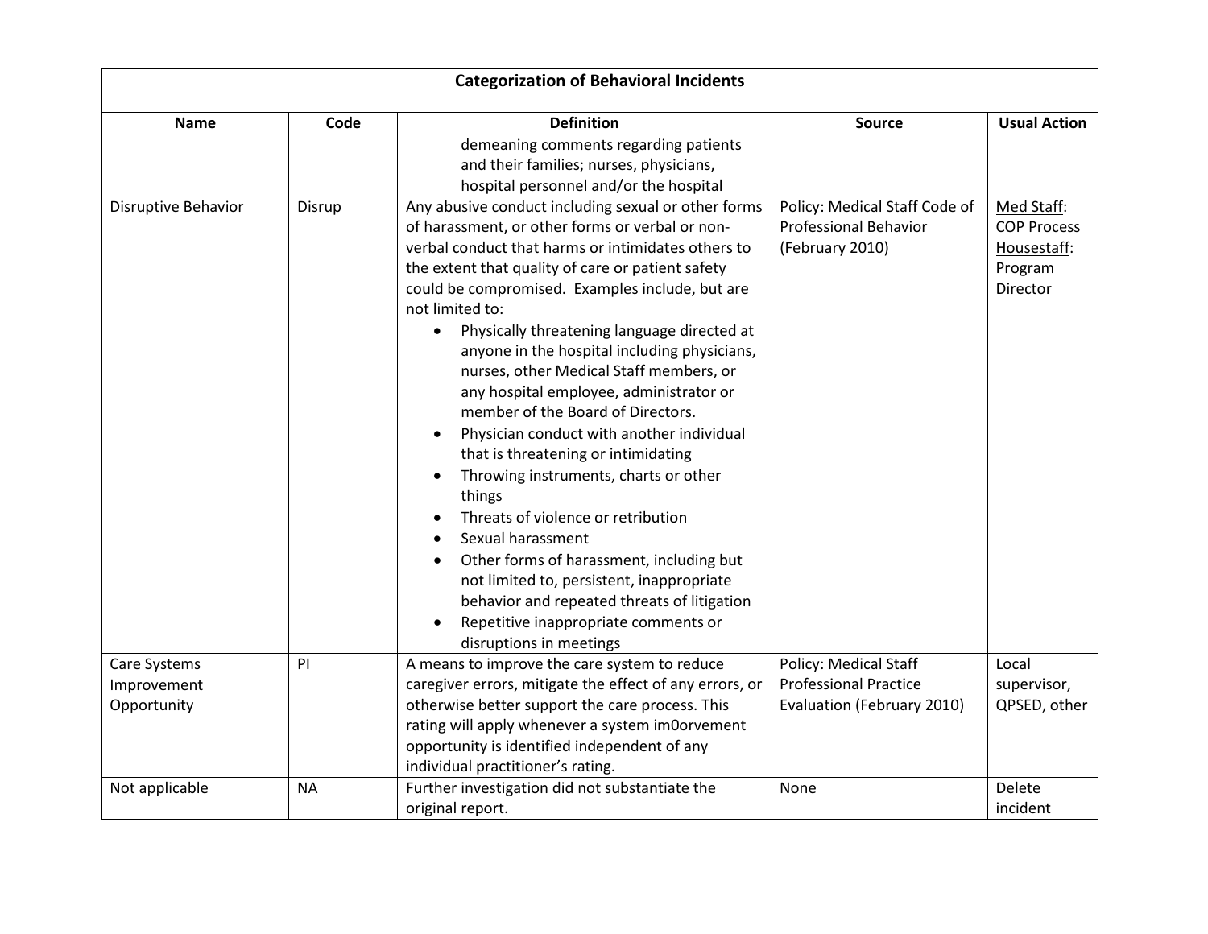| Categorization of Behavioral Incidents | | | | |
|---|---|---|---|---|
| **Name** | **Code** | **Definition** | **Source** | **Usual Action** |
| | | demeaning comments regarding patients and their families; nurses, physicians, hospital personnel and/or the hospital | | |
| Disruptive Behavior | Disrup | Any abusive conduct including sexual or other forms of harassment, or other forms or verbal or non-verbal conduct that harms or intimidates others to the extent that quality of care or patient safety could be compromised. Examples include, but are not limited to: • Physically threatening language directed at anyone in the hospital including physicians, nurses, other Medical Staff members, or any hospital employee, administrator or member of the Board of Directors. • Physician conduct with another individual that is threatening or intimidating • Throwing instruments, charts or other things • Threats of violence or retribution • Sexual harassment • Other forms of harassment, including but not limited to, persistent, inappropriate behavior and repeated threats of litigation • Repetitive inappropriate comments or disruptions in meetings | Policy: Medical Staff Code of Professional Behavior (February 2010) | Med Staff: COP Process Housestaff: Program Director |
| Care Systems Improvement Opportunity | PI | A means to improve the care system to reduce caregiver errors, mitigate the effect of any errors, or otherwise better support the care process. This rating will apply whenever a system im0orvement opportunity is identified independent of any individual practitioner's rating. | Policy: Medical Staff Professional Practice Evaluation (February 2010) | Local supervisor, QPSED, other |
| Not applicable | NA | Further investigation did not substantiate the original report. | None | Delete incident |